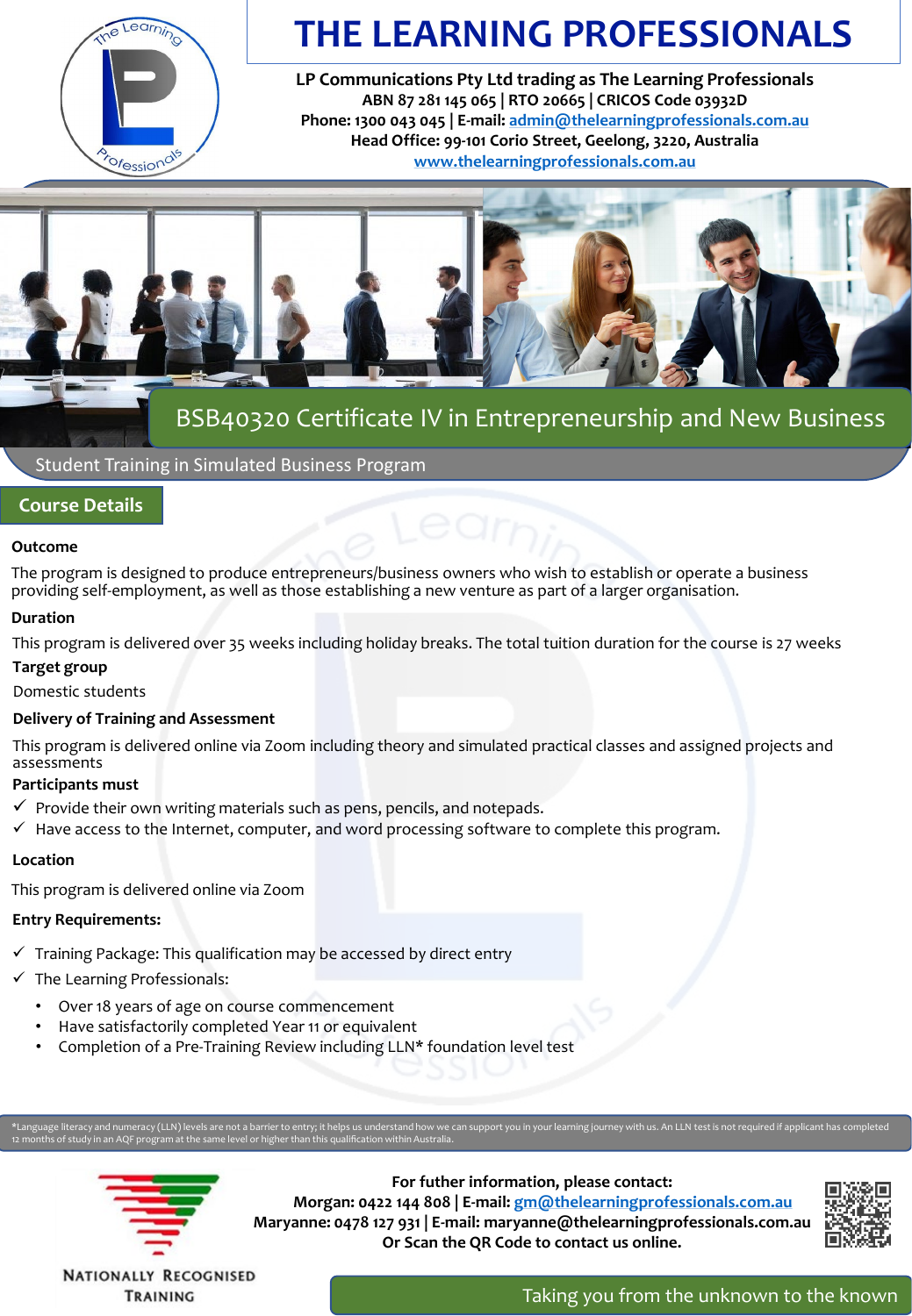# THE LEARNING PROFESSIONALS

**LP Communications Pty Ltd trading as The Learning Professionals**
**ABN 87 281 145 065 | RTO 20665 | CRICOS Code 03932D**
**Phone: 1300 043 045 | E-mail: admin@thelearningprofessionals.com.au**
**Head Office: 99-101 Corio Street, Geelong, 3220, Australia**
**www.thelearningprofessionals.com.au**

## BSB40320 Certificate IV in Entrepreneurship and New Business

Student Training in Simulated Business Program

## Course Details

**Outcome**

The program is designed to produce entrepreneurs/business owners who wish to establish or operate a business providing self-employment, as well as those establishing a new venture as part of a larger organisation.

**Duration**

This program is delivered over 35 weeks including holiday breaks. The total tuition duration for the course is 27 weeks

**Target group**

Domestic students

**Delivery of Training and Assessment**

This program is delivered online via Zoom including theory and simulated practical classes and assigned projects and assessments

**Participants must**

- ✓ Provide their own writing materials such as pens, pencils, and notepads.
- ✓ Have access to the Internet, computer, and word processing software to complete this program.

**Location**

This program is delivered online via Zoom

**Entry Requirements:**

- ✓ Training Package: This qualification may be accessed by direct entry
- ✓ The Learning Professionals:
  - Over 18 years of age on course commencement
  - Have satisfactorily completed Year 11 or equivalent
  - Completion of a Pre-Training Review including LLN* foundation level test

*Language literacy and numeracy (LLN) levels are not a barrier to entry; it helps us understand how we can support you in your learning journey with us. An LLN test is not required if applicant has completed 12 months of study in an AQF program at the same level or higher than this qualification within Australia.

NATIONALLY RECOGNISED TRAINING

**For futher information, please contact:**
**Morgan: 0422 144 808 | E-mail: gm@thelearningprofessionals.com.au**
**Maryanne: 0478 127 931 | E-mail: maryanne@thelearningprofessionals.com.au**
**Or Scan the QR Code to contact us online.**

Taking you from the unknown to the known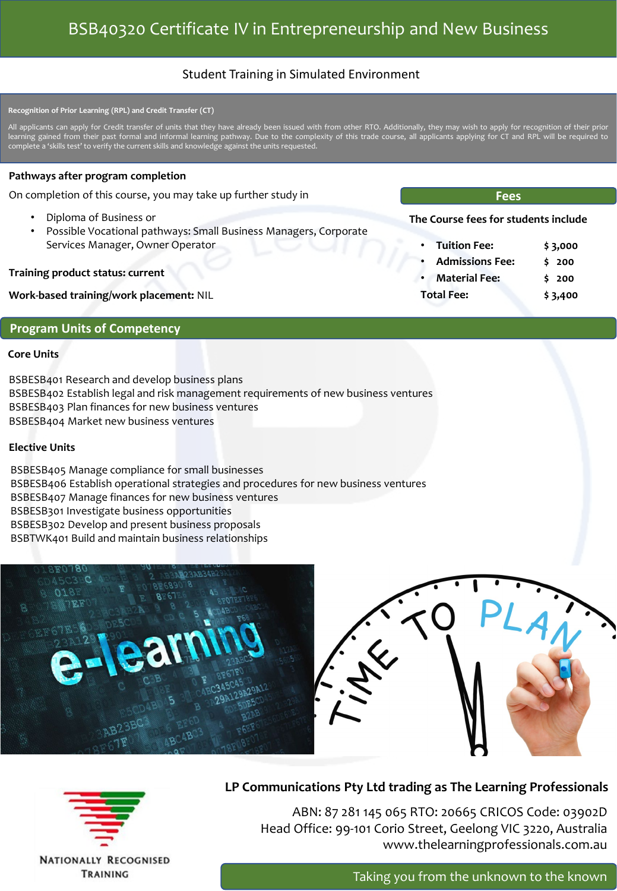# BSB40320 Certificate IV in Entrepreneurship and New Business

Student Training in Simulated Environment

**Recognition of Prior Learning (RPL) and Credit Transfer (CT)**

All applicants can apply for Credit transfer of units that they have already been issued with from other RTO. Additionally, they may wish to apply for recognition of their prior learning gained from their past formal and informal learning pathway. Due to the complexity of this trade course, all applicants applying for CT and RPL will be required to complete a 'skills test' to verify the current skills and knowledge against the units requested.

**Pathways after program completion**

On completion of this course, you may take up further study in

- Diploma of Business or
- Possible Vocational pathways: Small Business Managers, Corporate Services Manager, Owner Operator

**Training product status: current**

**Work-based training/work placement:** NIL

## Fees

**The Course fees for students include**

- **Tuition Fee:** $ 3,000
- **Admissions Fee:** $ 200
- **Material Fee:** $ 200

**Total Fee:** $ 3,400

## Program Units of Competency

**Core Units**

BSBESB401 Research and develop business plans
BSBESB402 Establish legal and risk management requirements of new business ventures
BSBESB403 Plan finances for new business ventures
BSBESB404 Market new business ventures

**Elective Units**

BSBESB405 Manage compliance for small businesses
BSBESB406 Establish operational strategies and procedures for new business ventures
BSBESB407 Manage finances for new business ventures
BSBESB301 Investigate business opportunities
BSBESB302 Develop and present business proposals
BSBTWK401 Build and maintain business relationships

NATIONALLY RECOGNISED TRAINING

**LP Communications Pty Ltd trading as The Learning Professionals**

ABN: 87 281 145 065 RTO: 20665 CRICOS Code: 03902D
Head Office: 99-101 Corio Street, Geelong VIC 3220, Australia
www.thelearningprofessionals.com.au

Taking you from the unknown to the known